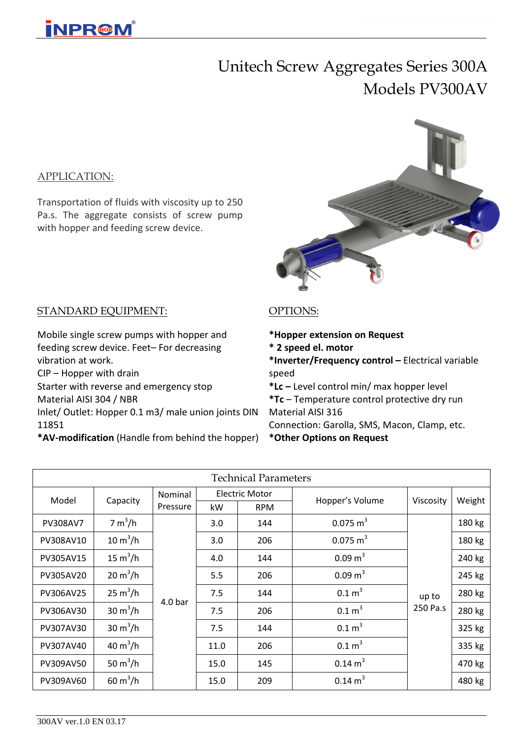# Unitech Screw Aggregates Series 300A
# Models PV300AV

## APPLICATION:

Transportation of fluids with viscosity up to 250 Pa.s. The aggregate consists of screw pump with hopper and feeding screw device.

## STANDARD EQUIPMENT:

Mobile single screw pumps with hopper and feeding screw device. Feet– For decreasing vibration at work.
CIP – Hopper with drain
Starter with reverse and emergency stop
Material AISI 304 / NBR
Inlet/ Outlet: Hopper 0.1 m3/ male union joints DIN 11851
***AV-modification** (Handle from behind the hopper)

## OPTIONS:

***Hopper extension on Request**
*** 2 speed el. motor**
***Inverter/Frequency control –** Electrical variable speed
***Lc –** Level control min/ max hopper level
***Tc** – Temperature control protective dry run
Material AISI 316
Connection: Garolla, SMS, Macon, Clamp, etc.
***Other Options on Request**

| Technical Parameters | | | | | | | |
|---|---|---|---|---|---|---|---|
| Model | Capacity | Nominal Pressure | Electric Motor | | Hopper's Volume | Viscosity | Weight |
| | | | kW | RPM | | | |
| PV308AV7 | 7 $m^3/h$ | 4.0 bar | 3.0 | 144 | 0.075 $m^3$ | up to 250 Pa.s | 180 kg |
| PV308AV10 | 10 $m^3/h$ | | 3.0 | 206 | 0.075 $m^3$ | | 180 kg |
| PV305AV15 | 15 $m^3/h$ | | 4.0 | 144 | 0.09 $m^3$ | | 240 kg |
| PV305AV20 | 20 $m^3/h$ | | 5.5 | 206 | 0.09 $m^3$ | | 245 kg |
| PV306AV25 | 25 $m^3/h$ | | 7.5 | 144 | 0.1 $m^3$ | | 280 kg |
| PV306AV30 | 30 $m^3/h$ | | 7.5 | 206 | 0.1 $m^3$ | | 280 kg |
| PV307AV30 | 30 $m^3/h$ | | 7.5 | 144 | 0.1 $m^3$ | | 325 kg |
| PV307AV40 | 40 $m^3/h$ | | 11.0 | 206 | 0.1 $m^3$ | | 335 kg |
| PV309AV50 | 50 $m^3/h$ | | 15.0 | 145 | 0.14 $m^3$ | | 470 kg |
| PV309AV60 | 60 $m^3/h$ | | 15.0 | 209 | 0.14 $m^3$ | | 480 kg |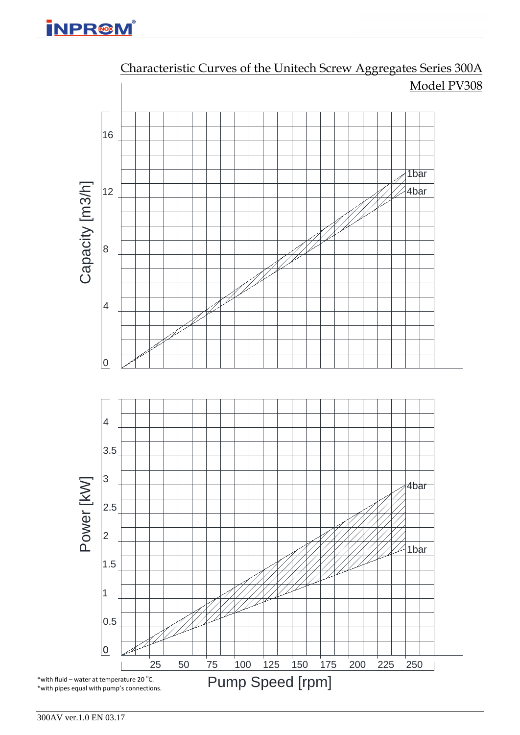## Characteristic Curves of the Unitech Screw Aggregates Series 300A

### Model PV308

Capacity [m3/h]

16
12
8
4
0

1bar
4bar

Power [kW]

4
3.5
3
2.5
2
1.5
1
0.5
0

4bar
1bar

25 50 75 100 125 150 175 200 225 250

Pump Speed [rpm]

*with fluid – water at temperature 20 °C.
*with pipes equal with pump's connections.

300AV ver.1.0 EN 03.17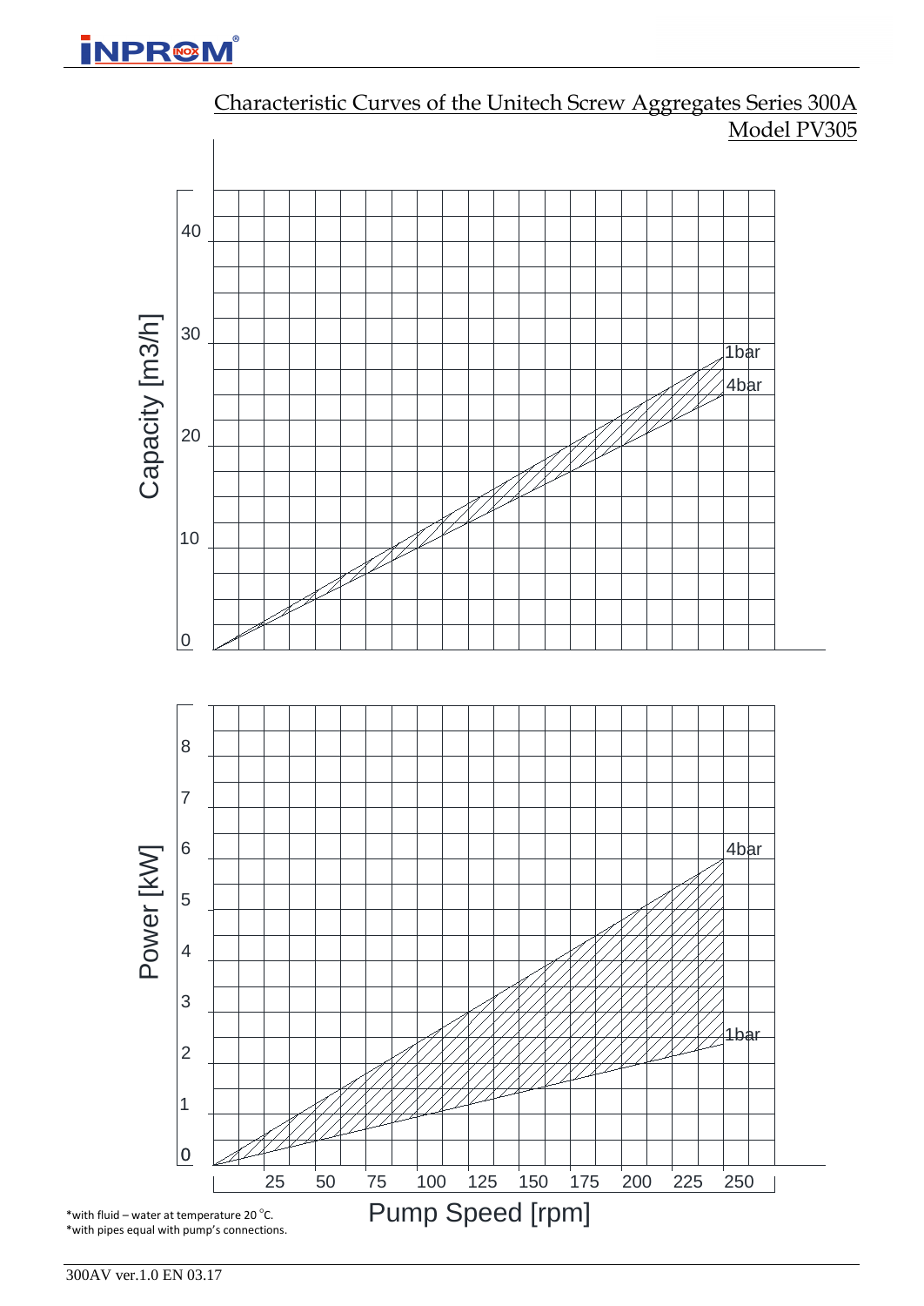## Characteristic Curves of the Unitech Screw Aggregates Series 300A

### Model PV305

Capacity [m3/h]

40

30

20

10

0

1bar

4bar

Power [kW]

8

7

6

5

4

3

2

1

0

4bar

1bar

25 50 75 100 125 150 175 200 225 250

Pump Speed [rpm]

*with fluid – water at temperature 20 °C.
*with pipes equal with pump's connections.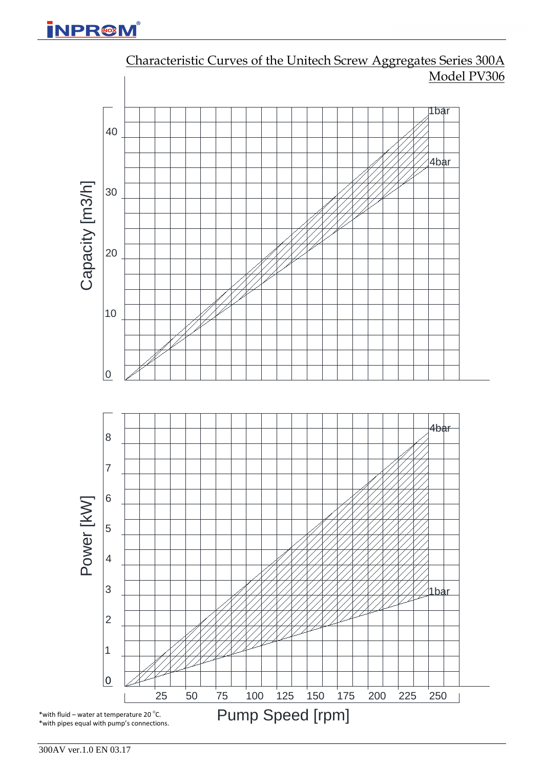## Characteristic Curves of the Unitech Screw Aggregates Series 300A

### Model PV306

Capacity [m3/h]

40

30

20

10

0

1bar

4bar

Power [kW]

8

7

6

5

4

3

2

1

0

4bar

1bar

25 50 75 100 125 150 175 200 225 250

Pump Speed [rpm]

*with fluid – water at temperature 20 °C.
*with pipes equal with pump's connections.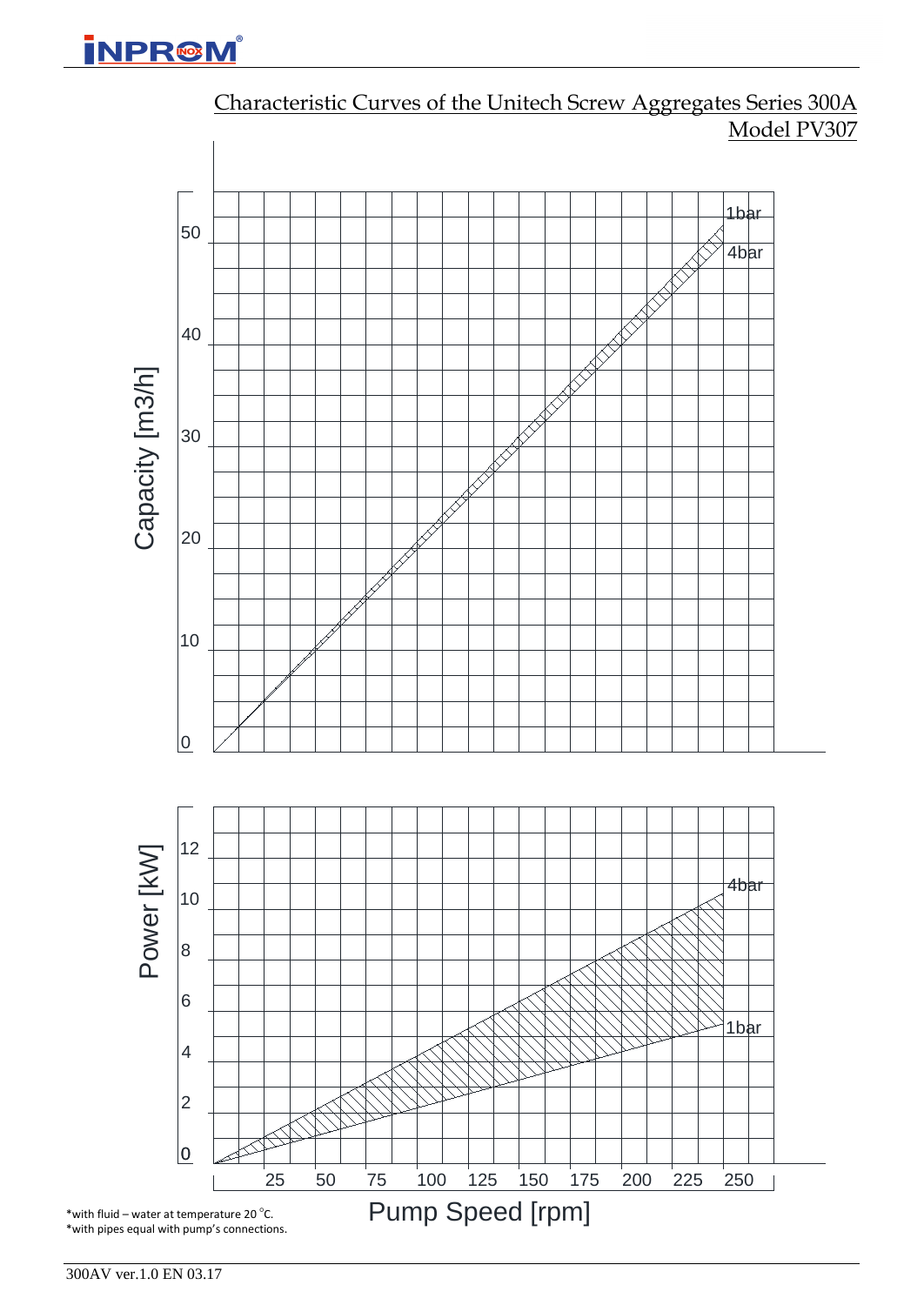## Characteristic Curves of the Unitech Screw Aggregates Series 300A

## Model PV307

Capacity [m3/h]

50

40

30

20

10

0

1bar

4bar

Power [kW]

12

10

8

6

4

2

0

4bar

1bar

25 50 75 100 125 150 175 200 225 250

Pump Speed [rpm]

*with fluid – water at temperature 20 °C.
*with pipes equal with pump's connections.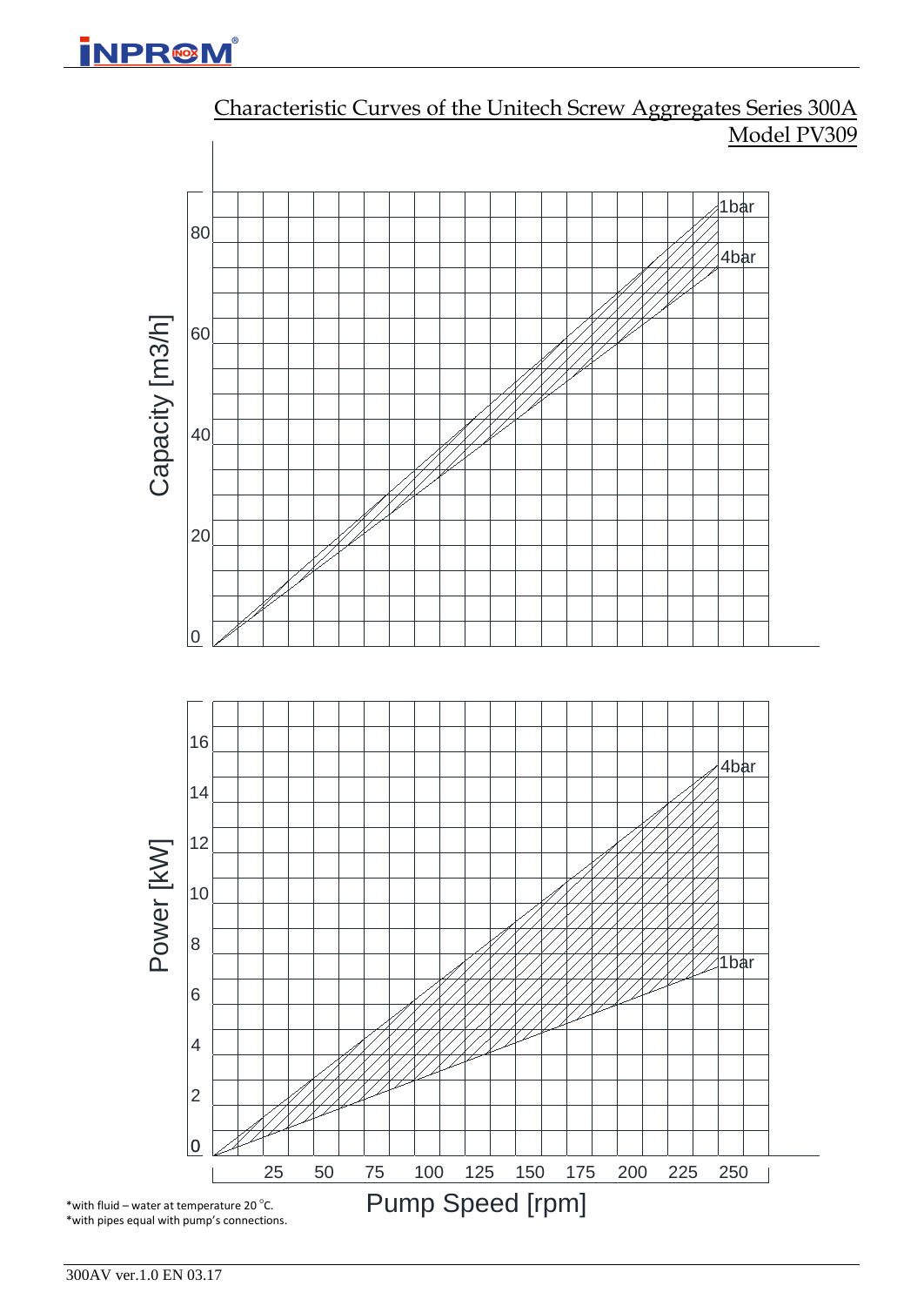## Characteristic Curves of the Unitech Screw Aggregates Series 300A
### Model PV309

*with fluid – water at temperature 20 °C.
*with pipes equal with pump's connections.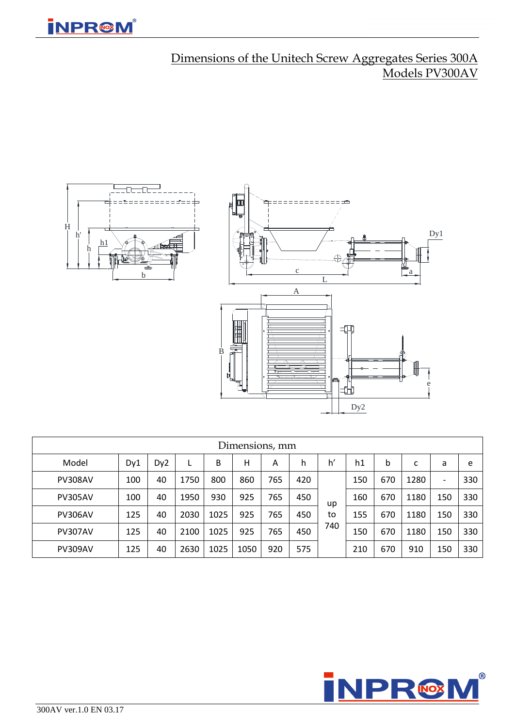# Dimensions of the Unitech Screw Aggregates Series 300A
## Models PV300AV

H
h'
h
h1
b
Dy1
c
a
L
A
B
e
Dy2

| Dimensions, mm | | | | | | | | | | | | | |
|---|---|---|---|---|---|---|---|---|---|---|---|---|---|
| Model | Dy1 | Dy2 | L | B | H | A | h | h' | h1 | b | c | a | e |
| PV308AV | 100 | 40 | 1750 | 800 | 860 | 765 | 420 | up to 740 | 150 | 670 | 1280 | - | 330 |
| PV305AV | 100 | 40 | 1950 | 930 | 925 | 765 | 450 | | 160 | 670 | 1180 | 150 | 330 |
| PV306AV | 125 | 40 | 2030 | 1025 | 925 | 765 | 450 | | 155 | 670 | 1180 | 150 | 330 |
| PV307AV | 125 | 40 | 2100 | 1025 | 925 | 765 | 450 | | 150 | 670 | 1180 | 150 | 330 |
| PV309AV | 125 | 40 | 2630 | 1025 | 1050 | 920 | 575 | | 210 | 670 | 910 | 150 | 330 |

300AV ver.1.0 EN 03.17